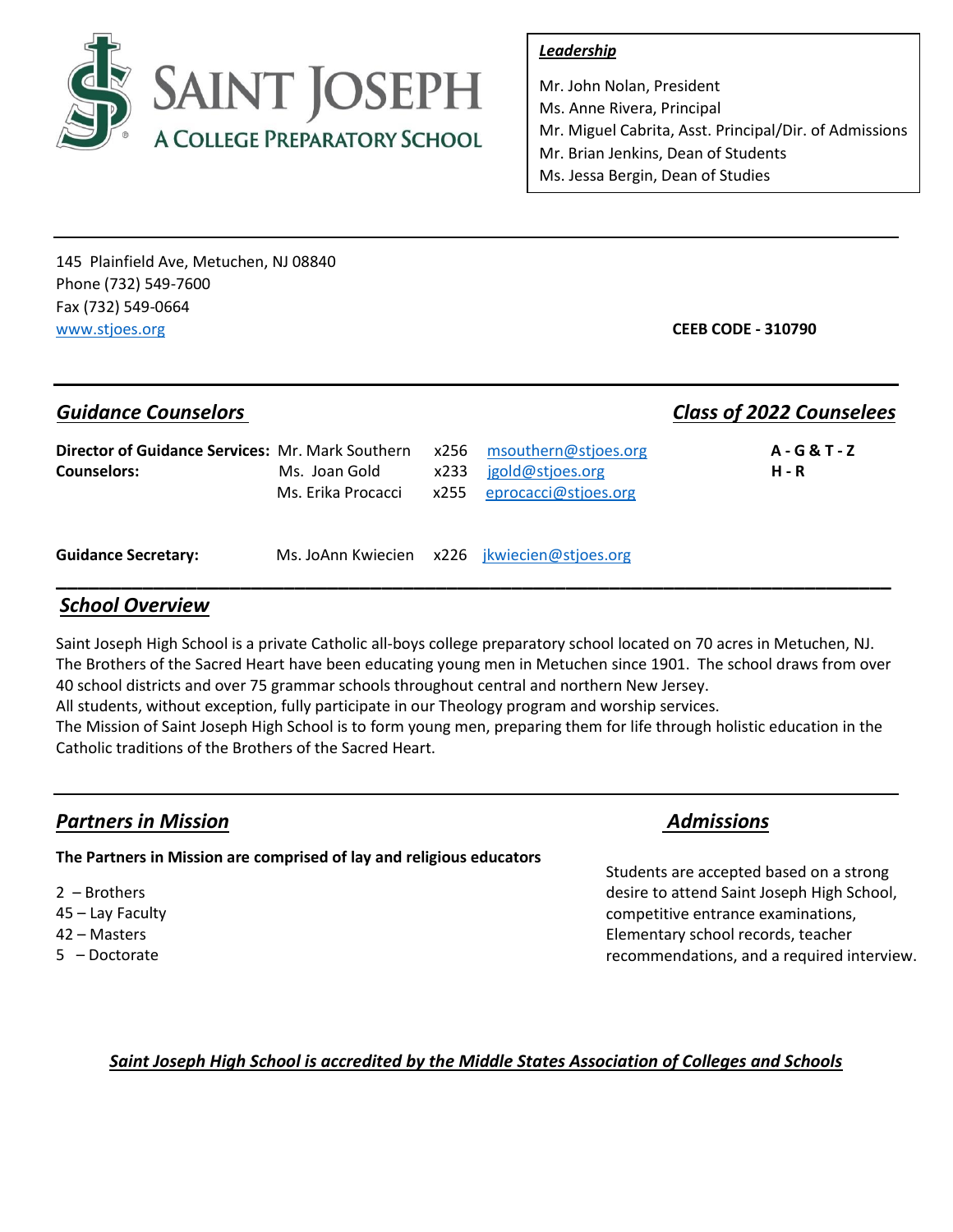# SAINT JOSEPH
## A COLLEGE PREPARATORY SCHOOL

***Leadership***

Mr. John Nolan, President
Ms. Anne Rivera, Principal
Mr. Miguel Cabrita, Asst. Principal/Dir. of Admissions
Mr. Brian Jenkins, Dean of Students
Ms. Jessa Bergin, Dean of Studies

---

145 Plainfield Ave, Metuchen, NJ 08840
Phone (732) 549-7600
Fax (732) 549-0664
www.stjoes.org

**CEEB CODE - 310790**

---

## *Guidance Counselors*

| | | | | *Class of 2022 Counselees* |
|---|---|---|---|---|
| **Director of Guidance Services:** | Mr. Mark Southern | x256 | msouthern@stjoes.org | **A - G & T - Z** |
| **Counselors:** | Ms. Joan Gold | x233 | jgold@stjoes.org | **H - R** |
| | Ms. Erika Procacci | x255 | eprocacci@stjoes.org | |
| **Guidance Secretary:** | Ms. JoAnn Kwiecien | x226 | jkwiecien@stjoes.org | |

---

## *School Overview*

Saint Joseph High School is a private Catholic all-boys college preparatory school located on 70 acres in Metuchen, NJ. The Brothers of the Sacred Heart have been educating young men in Metuchen since 1901. The school draws from over 40 school districts and over 75 grammar schools throughout central and northern New Jersey.

All students, without exception, fully participate in our Theology program and worship services.

The Mission of Saint Joseph High School is to form young men, preparing them for life through holistic education in the Catholic traditions of the Brothers of the Sacred Heart.

---

## *Partners in Mission*

**The Partners in Mission are comprised of lay and religious educators**

2 – Brothers
45 – Lay Faculty
42 – Masters
5 – Doctorate

## *Admissions*

Students are accepted based on a strong desire to attend Saint Joseph High School, competitive entrance examinations, Elementary school records, teacher recommendations, and a required interview.

***Saint Joseph High School is accredited by the Middle States Association of Colleges and Schools***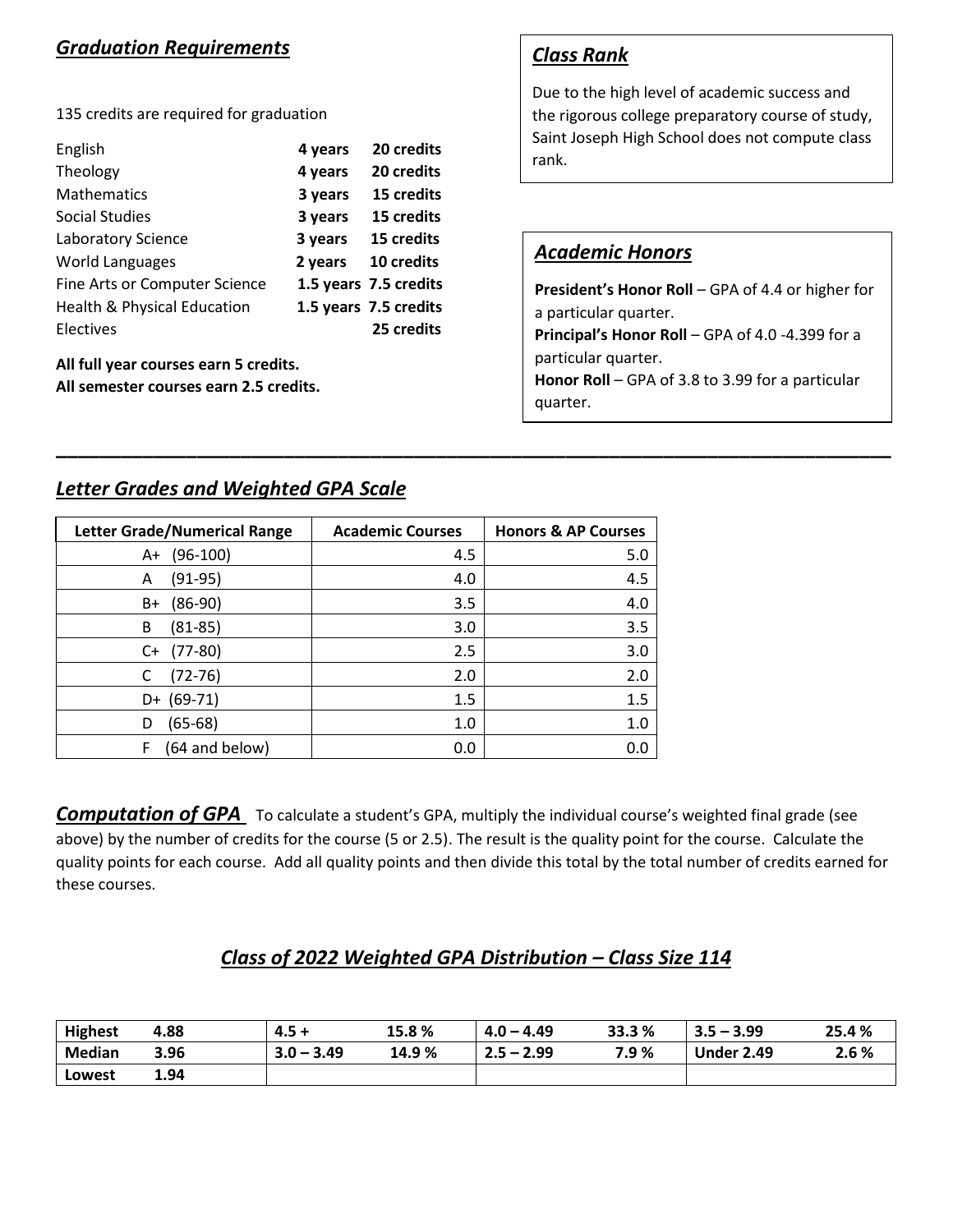## *Graduation Requirements*

135 credits are required for graduation

| Subject | Years | Credits |
|---|---|---|
| English | 4 years | 20 credits |
| Theology | 4 years | 20 credits |
| Mathematics | 3 years | 15 credits |
| Social Studies | 3 years | 15 credits |
| Laboratory Science | 3 years | 15 credits |
| World Languages | 2 years | 10 credits |
| Fine Arts or Computer Science | 1.5 years | 7.5 credits |
| Health & Physical Education | 1.5 years | 7.5 credits |
| Electives | | 25 credits |

**All full year courses earn 5 credits.**
**All semester courses earn 2.5 credits.**

## *Class Rank*

Due to the high level of academic success and the rigorous college preparatory course of study, Saint Joseph High School does not compute class rank.

## *Academic Honors*

**President's Honor Roll** – GPA of 4.4 or higher for a particular quarter.
**Principal's Honor Roll** – GPA of 4.0 -4.399 for a particular quarter.
**Honor Roll** – GPA of 3.8 to 3.99 for a particular quarter.

---

## *Letter Grades and Weighted GPA Scale*

| Letter Grade/Numerical Range | Academic Courses | Honors & AP Courses |
|---|---|---|
| A+ (96-100) | 4.5 | 5.0 |
| A (91-95) | 4.0 | 4.5 |
| B+ (86-90) | 3.5 | 4.0 |
| B (81-85) | 3.0 | 3.5 |
| C+ (77-80) | 2.5 | 3.0 |
| C (72-76) | 2.0 | 2.0 |
| D+ (69-71) | 1.5 | 1.5 |
| D (65-68) | 1.0 | 1.0 |
| F (64 and below) | 0.0 | 0.0 |

***Computation of GPA*** To calculate a student's GPA, multiply the individual course's weighted final grade (see above) by the number of credits for the course (5 or 2.5). The result is the quality point for the course. Calculate the quality points for each course. Add all quality points and then divide this total by the total number of credits earned for these courses.

## *Class of 2022 Weighted GPA Distribution – Class Size 114*

| | | | | | | | |
|---|---|---|---|---|---|---|---|
| **Highest** | **4.88** | **4.5 +** | **15.8 %** | **4.0 – 4.49** | **33.3 %** | **3.5 – 3.99** | **25.4 %** |
| **Median** | **3.96** | **3.0 – 3.49** | **14.9 %** | **2.5 – 2.99** | **7.9 %** | **Under 2.49** | **2.6 %** |
| **Lowest** | **1.94** | | | | | | |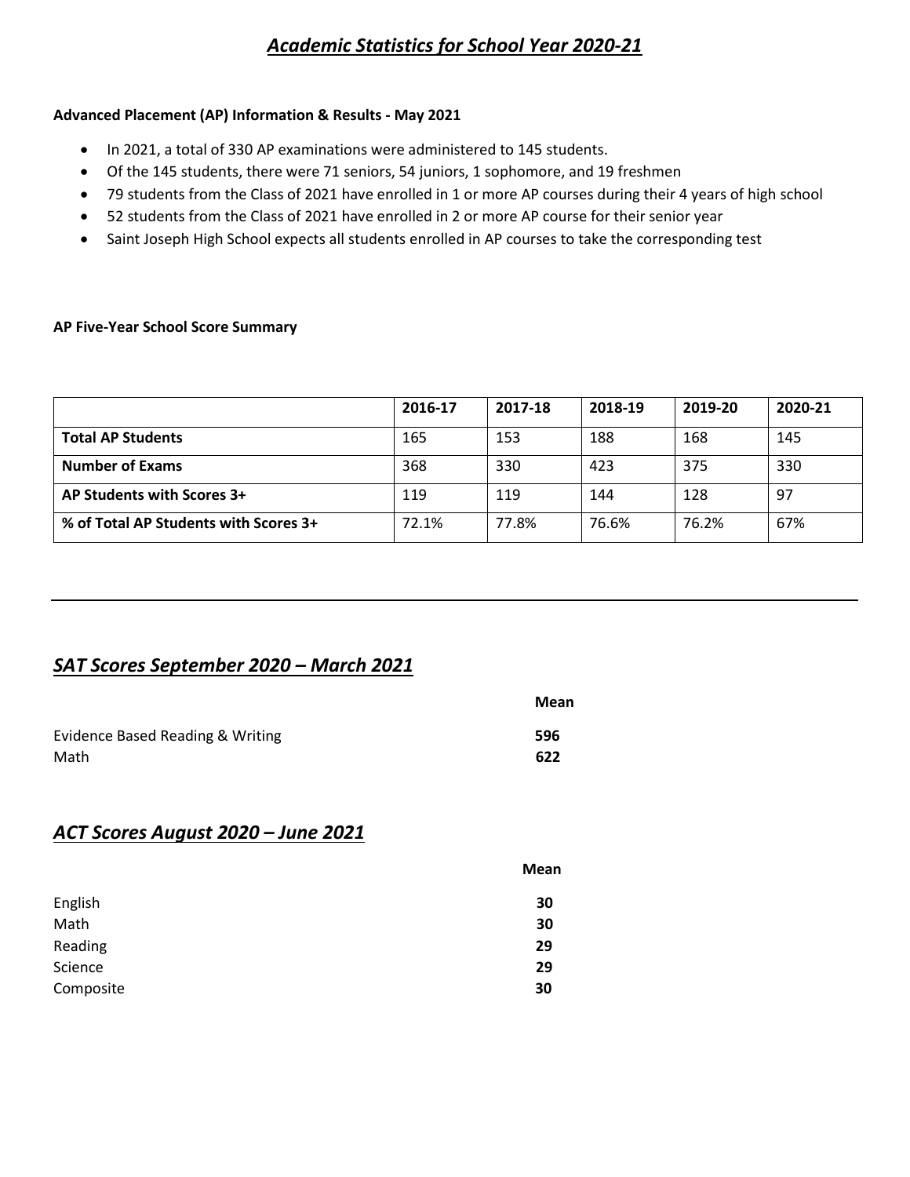# *Academic Statistics for School Year 2020-21*

**Advanced Placement (AP) Information & Results - May 2021**

- In 2021, a total of 330 AP examinations were administered to 145 students.
- Of the 145 students, there were 71 seniors, 54 juniors, 1 sophomore, and 19 freshmen
- 79 students from the Class of 2021 have enrolled in 1 or more AP courses during their 4 years of high school
- 52 students from the Class of 2021 have enrolled in 2 or more AP course for their senior year
- Saint Joseph High School expects all students enrolled in AP courses to take the corresponding test

**AP Five-Year School Score Summary**

| | 2016-17 | 2017-18 | 2018-19 | 2019-20 | 2020-21 |
|---|---|---|---|---|---|
| **Total AP Students** | 165 | 153 | 188 | 168 | 145 |
| **Number of Exams** | 368 | 330 | 423 | 375 | 330 |
| **AP Students with Scores 3+** | 119 | 119 | 144 | 128 | 97 |
| **% of Total AP Students with Scores 3+** | 72.1% | 77.8% | 76.6% | 76.2% | 67% |

---

## *SAT Scores September 2020 – March 2021*

| | **Mean** |
|---|---|
| Evidence Based Reading & Writing | **596** |
| Math | **622** |

## *ACT Scores August 2020 – June 2021*

| | **Mean** |
|---|---|
| English | **30** |
| Math | **30** |
| Reading | **29** |
| Science | **29** |
| Composite | **30** |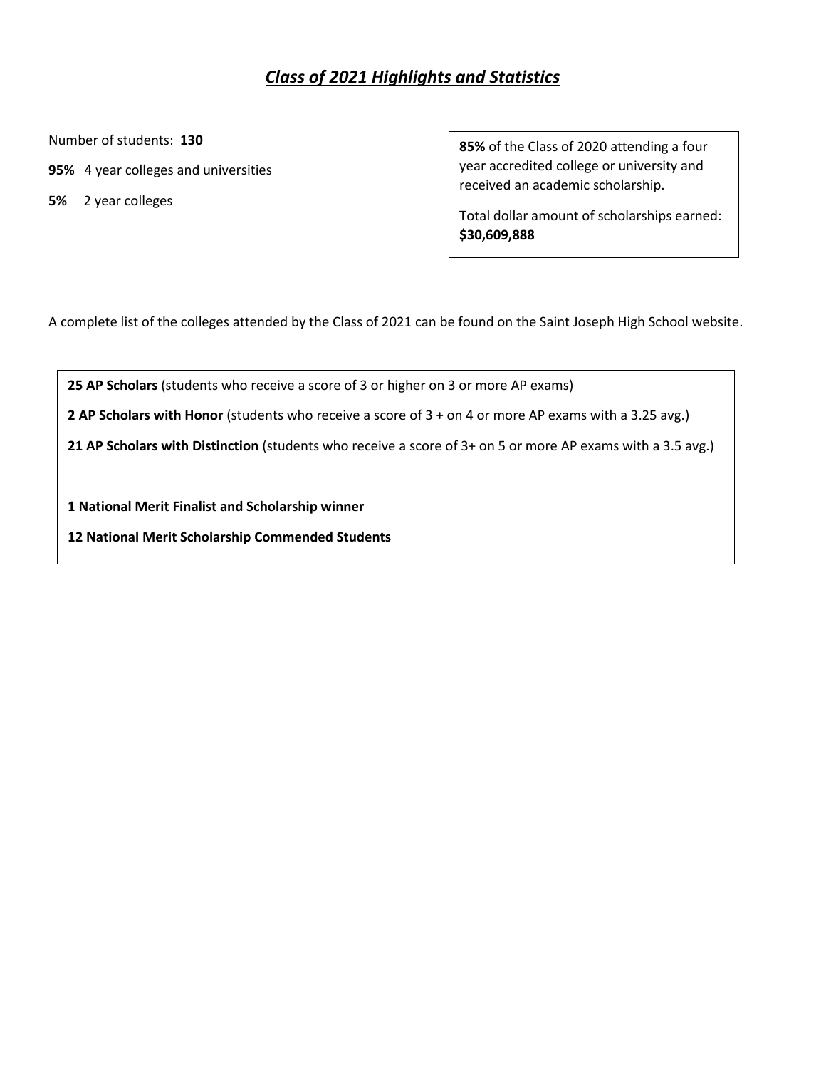## ***Class of 2021 Highlights and Statistics***

Number of students: **130**

**95%** 4 year colleges and universities

**5%** 2 year colleges

**85%** of the Class of 2020 attending a four year accredited college or university and received an academic scholarship.

Total dollar amount of scholarships earned: **$30,609,888**

A complete list of the colleges attended by the Class of 2021 can be found on the Saint Joseph High School website.

**25 AP Scholars** (students who receive a score of 3 or higher on 3 or more AP exams)

**2 AP Scholars with Honor** (students who receive a score of 3 + on 4 or more AP exams with a 3.25 avg.)

**21 AP Scholars with Distinction** (students who receive a score of 3+ on 5 or more AP exams with a 3.5 avg.)

**1 National Merit Finalist and Scholarship winner**

**12 National Merit Scholarship Commended Students**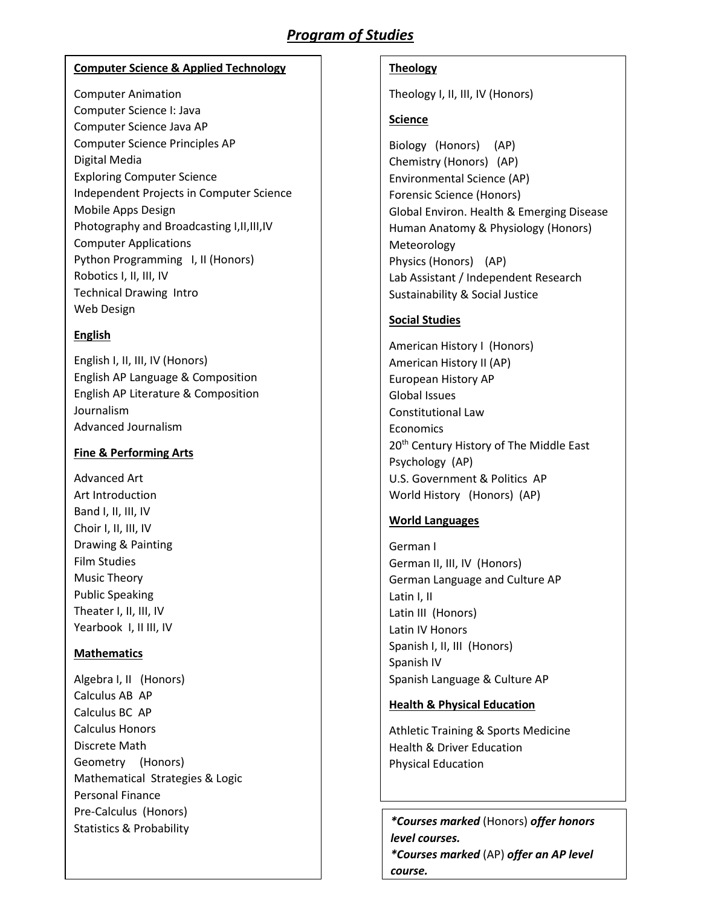# ***Program of Studies***

**Computer Science & Applied Technology**

Computer Animation
Computer Science I: Java
Computer Science Java AP
Computer Science Principles AP
Digital Media
Exploring Computer Science
Independent Projects in Computer Science
Mobile Apps Design
Photography and Broadcasting I,II,III,IV
Computer Applications
Python Programming I, II (Honors)
Robotics I, II, III, IV
Technical Drawing Intro
Web Design

**English**

English I, II, III, IV (Honors)
English AP Language & Composition
English AP Literature & Composition
Journalism
Advanced Journalism

**Fine & Performing Arts**

Advanced Art
Art Introduction
Band I, II, III, IV
Choir I, II, III, IV
Drawing & Painting
Film Studies
Music Theory
Public Speaking
Theater I, II, III, IV
Yearbook I, II III, IV

**Mathematics**

Algebra I, II (Honors)
Calculus AB AP
Calculus BC AP
Calculus Honors
Discrete Math
Geometry (Honors)
Mathematical Strategies & Logic
Personal Finance
Pre-Calculus (Honors)
Statistics & Probability

**Theology**

Theology I, II, III, IV (Honors)

**Science**

Biology (Honors) (AP)
Chemistry (Honors) (AP)
Environmental Science (AP)
Forensic Science (Honors)
Global Environ. Health & Emerging Disease
Human Anatomy & Physiology (Honors)
Meteorology
Physics (Honors) (AP)
Lab Assistant / Independent Research
Sustainability & Social Justice

**Social Studies**

American History I (Honors)
American History II (AP)
European History AP
Global Issues
Constitutional Law
Economics
20th Century History of The Middle East
Psychology (AP)
U.S. Government & Politics AP
World History (Honors) (AP)

**World Languages**

German I
German II, III, IV (Honors)
German Language and Culture AP
Latin I, II
Latin III (Honors)
Latin IV Honors
Spanish I, II, III (Honors)
Spanish IV
Spanish Language & Culture AP

**Health & Physical Education**

Athletic Training & Sports Medicine
Health & Driver Education
Physical Education

***\*Courses marked** (Honors) **offer honors level courses.***
***\*Courses marked** (AP) **offer an AP level course.***